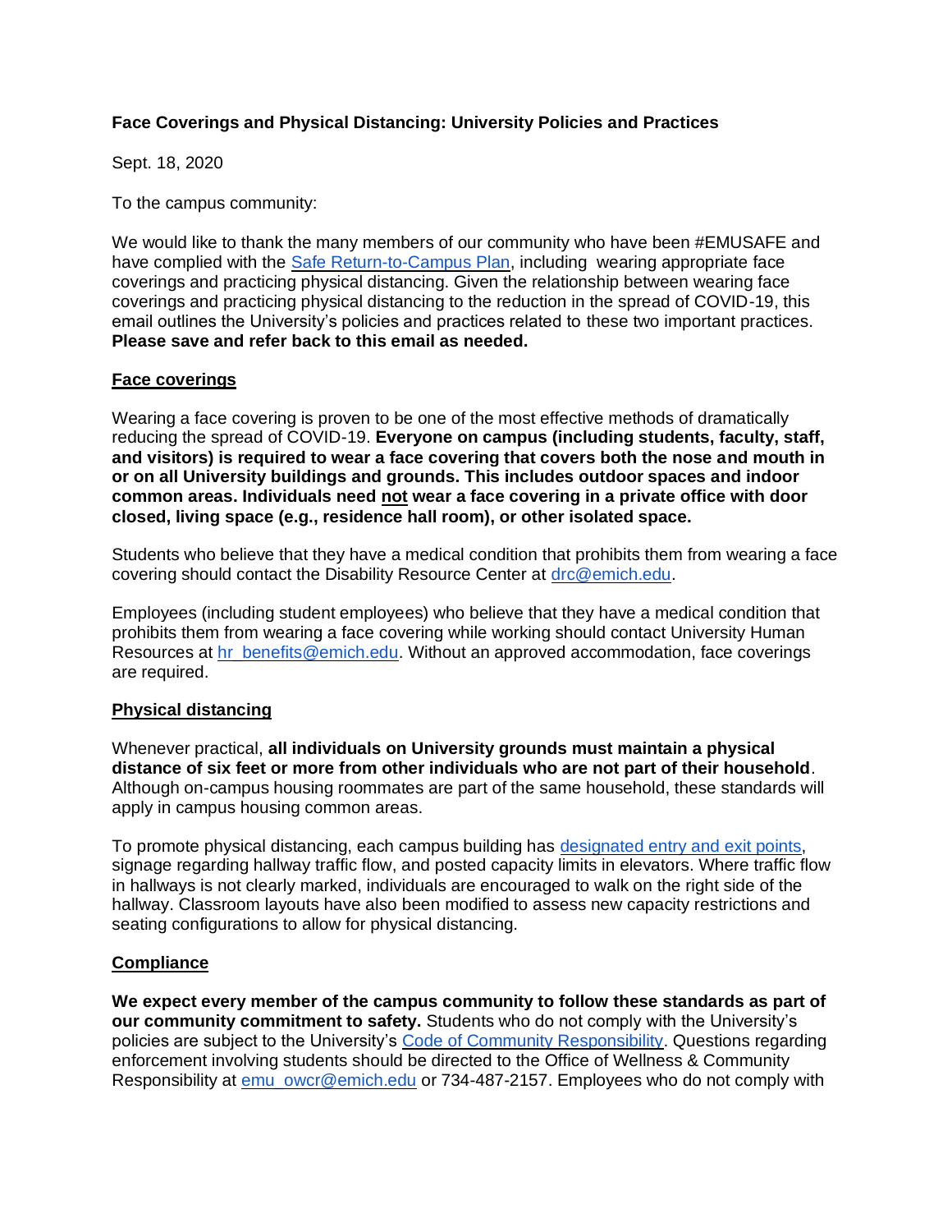**Face Coverings and Physical Distancing: University Policies and Practices**

Sept. 18, 2020

To the campus community:

We would like to thank the many members of our community who have been #EMUSAFE and have complied with the [Safe Return-to-Campus Plan](), including wearing appropriate face coverings and practicing physical distancing. Given the relationship between wearing face coverings and practicing physical distancing to the reduction in the spread of COVID-19, this email outlines the University's policies and practices related to these two important practices. **Please save and refer back to this email as needed.**

**Face coverings**

Wearing a face covering is proven to be one of the most effective methods of dramatically reducing the spread of COVID-19. **Everyone on campus (including students, faculty, staff, and visitors) is required to wear a face covering that covers both the nose and mouth in or on all University buildings and grounds. This includes outdoor spaces and indoor common areas. Individuals need not wear a face covering in a private office with door closed, living space (e.g., residence hall room), or other isolated space.**

Students who believe that they have a medical condition that prohibits them from wearing a face covering should contact the Disability Resource Center at drc@emich.edu.

Employees (including student employees) who believe that they have a medical condition that prohibits them from wearing a face covering while working should contact University Human Resources at hr_benefits@emich.edu. Without an approved accommodation, face coverings are required.

**Physical distancing**

Whenever practical, **all individuals on University grounds must maintain a physical distance of six feet or more from other individuals who are not part of their household**. Although on-campus housing roommates are part of the same household, these standards will apply in campus housing common areas.

To promote physical distancing, each campus building has [designated entry and exit points](), signage regarding hallway traffic flow, and posted capacity limits in elevators. Where traffic flow in hallways is not clearly marked, individuals are encouraged to walk on the right side of the hallway. Classroom layouts have also been modified to assess new capacity restrictions and seating configurations to allow for physical distancing.

**Compliance**

**We expect every member of the campus community to follow these standards as part of our community commitment to safety.** Students who do not comply with the University's policies are subject to the University's [Code of Community Responsibility](). Questions regarding enforcement involving students should be directed to the Office of Wellness & Community Responsibility at emu_owcr@emich.edu or 734-487-2157. Employees who do not comply with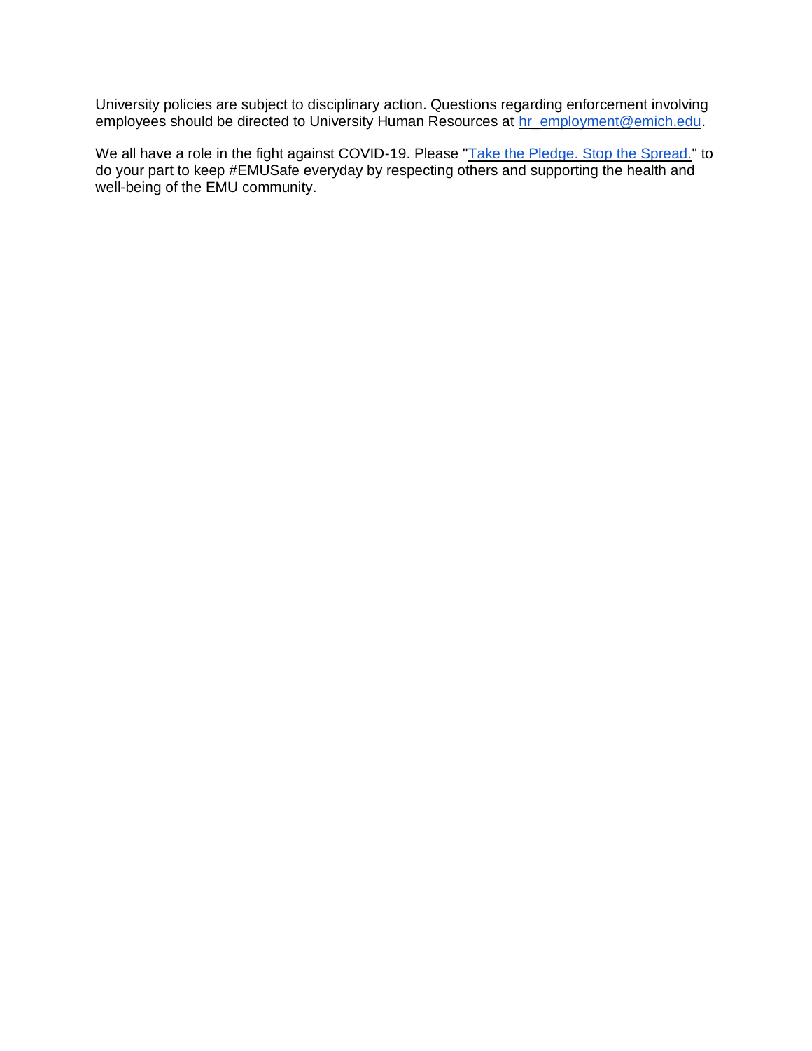University policies are subject to disciplinary action. Questions regarding enforcement involving employees should be directed to University Human Resources at hr_employment@emich.edu.

We all have a role in the fight against COVID-19. Please "Take the Pledge. Stop the Spread." to do your part to keep #EMUSafe everyday by respecting others and supporting the health and well-being of the EMU community.